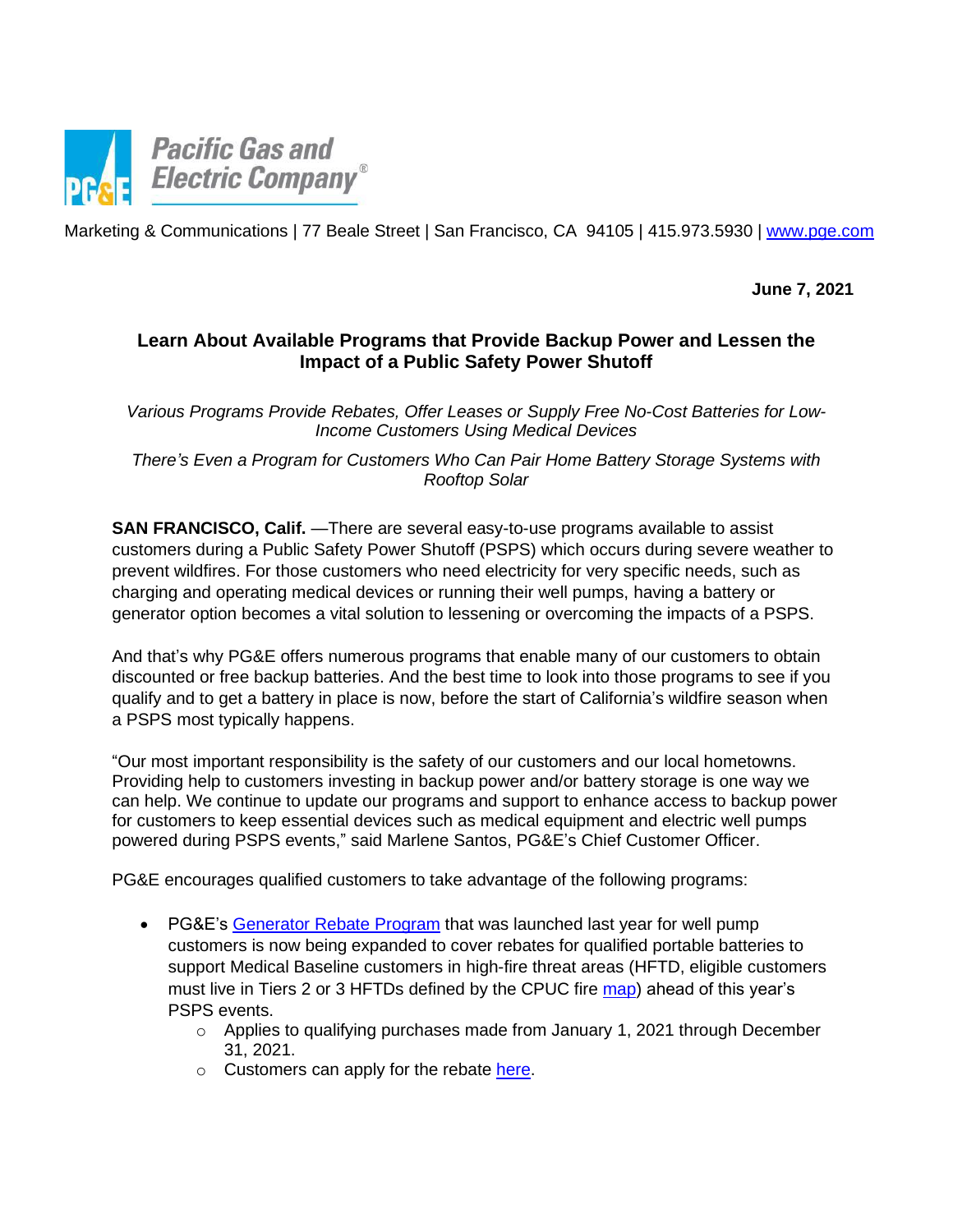Pacific Gas and Electric Company®

Marketing & Communications | 77 Beale Street | San Francisco, CA 94105 | 415.973.5930 | [www.pge.com](http://www.pge.com)

**June 7, 2021**

## Learn About Available Programs that Provide Backup Power and Lessen the Impact of a Public Safety Power Shutoff

*Various Programs Provide Rebates, Offer Leases or Supply Free No-Cost Batteries for Low-Income Customers Using Medical Devices*

*There's Even a Program for Customers Who Can Pair Home Battery Storage Systems with Rooftop Solar*

**SAN FRANCISCO, Calif.** —There are several easy-to-use programs available to assist customers during a Public Safety Power Shutoff (PSPS) which occurs during severe weather to prevent wildfires. For those customers who need electricity for very specific needs, such as charging and operating medical devices or running their well pumps, having a battery or generator option becomes a vital solution to lessening or overcoming the impacts of a PSPS.

And that's why PG&E offers numerous programs that enable many of our customers to obtain discounted or free backup batteries. And the best time to look into those programs to see if you qualify and to get a battery in place is now, before the start of California's wildfire season when a PSPS most typically happens.

"Our most important responsibility is the safety of our customers and our local hometowns. Providing help to customers investing in backup power and/or battery storage is one way we can help. We continue to update our programs and support to enhance access to backup power for customers to keep essential devices such as medical equipment and electric well pumps powered during PSPS events," said Marlene Santos, PG&E's Chief Customer Officer.

PG&E encourages qualified customers to take advantage of the following programs:

- PG&E's Generator Rebate Program that was launched last year for well pump customers is now being expanded to cover rebates for qualified portable batteries to support Medical Baseline customers in high-fire threat areas (HFTD, eligible customers must live in Tiers 2 or 3 HFTDs defined by the CPUC fire map) ahead of this year's PSPS events.
  - Applies to qualifying purchases made from January 1, 2021 through December 31, 2021.
  - Customers can apply for the rebate here.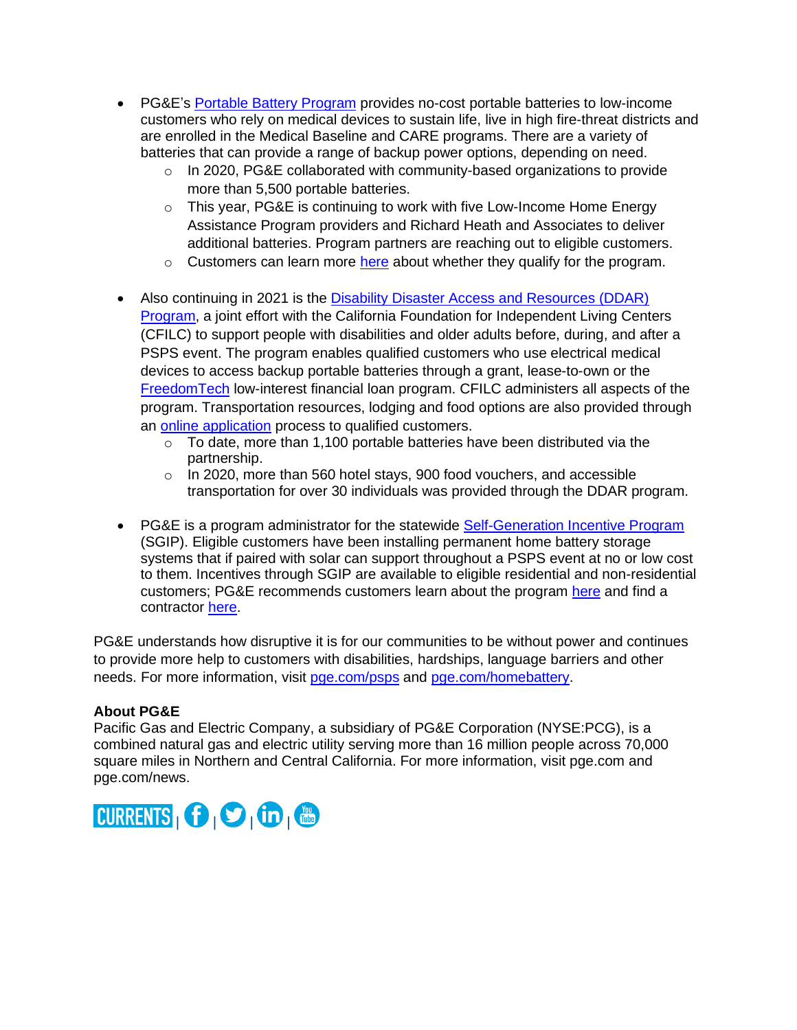- PG&E's Portable Battery Program provides no-cost portable batteries to low-income customers who rely on medical devices to sustain life, live in high fire-threat districts and are enrolled in the Medical Baseline and CARE programs. There are a variety of batteries that can provide a range of backup power options, depending on need.
  - In 2020, PG&E collaborated with community-based organizations to provide more than 5,500 portable batteries.
  - This year, PG&E is continuing to work with five Low-Income Home Energy Assistance Program providers and Richard Heath and Associates to deliver additional batteries. Program partners are reaching out to eligible customers.
  - Customers can learn more here about whether they qualify for the program.

- Also continuing in 2021 is the Disability Disaster Access and Resources (DDAR) Program, a joint effort with the California Foundation for Independent Living Centers (CFILC) to support people with disabilities and older adults before, during, and after a PSPS event. The program enables qualified customers who use electrical medical devices to access backup portable batteries through a grant, lease-to-own or the FreedomTech low-interest financial loan program. CFILC administers all aspects of the program. Transportation resources, lodging and food options are also provided through an online application process to qualified customers.
  - To date, more than 1,100 portable batteries have been distributed via the partnership.
  - In 2020, more than 560 hotel stays, 900 food vouchers, and accessible transportation for over 30 individuals was provided through the DDAR program.

- PG&E is a program administrator for the statewide Self-Generation Incentive Program (SGIP). Eligible customers have been installing permanent home battery storage systems that if paired with solar can support throughout a PSPS event at no or low cost to them. Incentives through SGIP are available to eligible residential and non-residential customers; PG&E recommends customers learn about the program here and find a contractor here.

PG&E understands how disruptive it is for our communities to be without power and continues to provide more help to customers with disabilities, hardships, language barriers and other needs. For more information, visit pge.com/psps and pge.com/homebattery.

**About PG&E**
Pacific Gas and Electric Company, a subsidiary of PG&E Corporation (NYSE:PCG), is a combined natural gas and electric utility serving more than 16 million people across 70,000 square miles in Northern and Central California. For more information, visit pge.com and pge.com/news.

CURRENTS | | | |